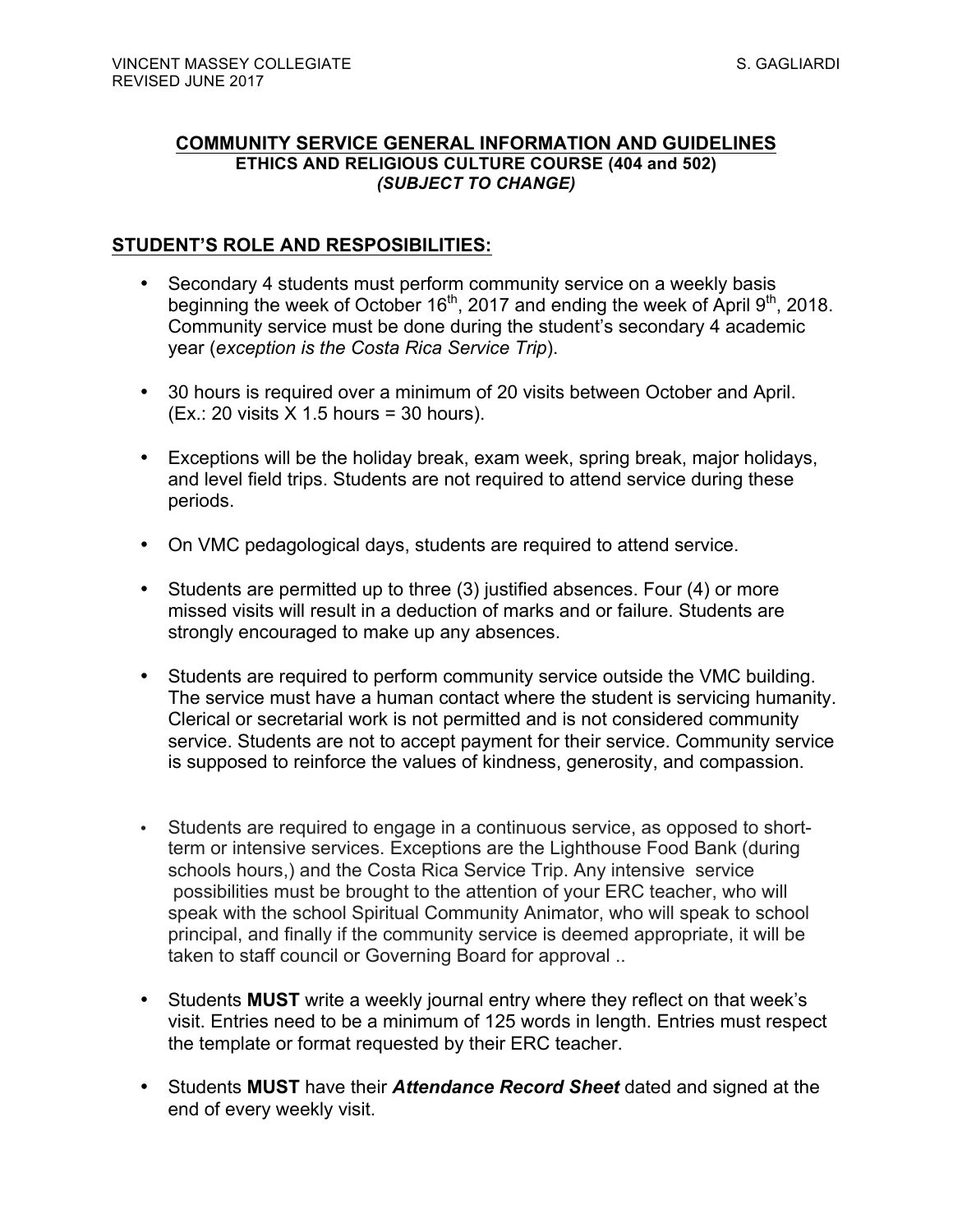VINCENT MASSEY COLLEGIATE — S. GAGLIARDI
REVISED JUNE 2017

## COMMUNITY SERVICE GENERAL INFORMATION AND GUIDELINES

**ETHICS AND RELIGIOUS CULTURE COURSE (404 and 502)**
***(SUBJECT TO CHANGE)***

## STUDENT'S ROLE AND RESPOSIBILITIES:

- Secondary 4 students must perform community service on a weekly basis beginning the week of October 16th, 2017 and ending the week of April 9th, 2018. Community service must be done during the student's secondary 4 academic year (*exception is the Costa Rica Service Trip*).

- 30 hours is required over a minimum of 20 visits between October and April. (Ex.: 20 visits X 1.5 hours = 30 hours).

- Exceptions will be the holiday break, exam week, spring break, major holidays, and level field trips. Students are not required to attend service during these periods.

- On VMC pedagological days, students are required to attend service.

- Students are permitted up to three (3) justified absences. Four (4) or more missed visits will result in a deduction of marks and or failure. Students are strongly encouraged to make up any absences.

- Students are required to perform community service outside the VMC building. The service must have a human contact where the student is servicing humanity. Clerical or secretarial work is not permitted and is not considered community service. Students are not to accept payment for their service. Community service is supposed to reinforce the values of kindness, generosity, and compassion.

- Students are required to engage in a continuous service, as opposed to short-term or intensive services. Exceptions are the Lighthouse Food Bank (during schools hours,) and the Costa Rica Service Trip. Any intensive service possibilities must be brought to the attention of your ERC teacher, who will speak with the school Spiritual Community Animator, who will speak to school principal, and finally if the community service is deemed appropriate, it will be taken to staff council or Governing Board for approval ..

- Students **MUST** write a weekly journal entry where they reflect on that week's visit. Entries need to be a minimum of 125 words in length. Entries must respect the template or format requested by their ERC teacher.

- Students **MUST** have their ***Attendance Record Sheet*** dated and signed at the end of every weekly visit.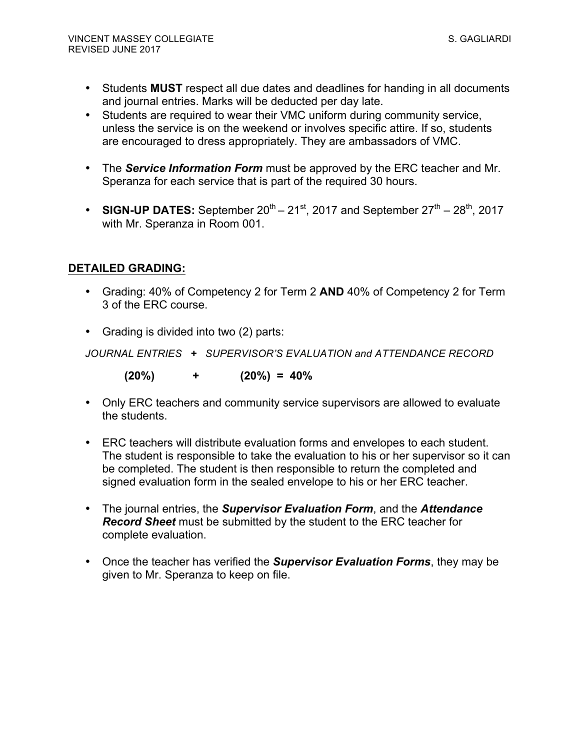- Students **MUST** respect all due dates and deadlines for handing in all documents and journal entries. Marks will be deducted per day late.
- Students are required to wear their VMC uniform during community service, unless the service is on the weekend or involves specific attire. If so, students are encouraged to dress appropriately. They are ambassadors of VMC.

- The ***Service Information Form*** must be approved by the ERC teacher and Mr. Speranza for each service that is part of the required 30 hours.

- **SIGN-UP DATES:** September 20th – 21st, 2017 and September 27th – 28th, 2017 with Mr. Speranza in Room 001.

## DETAILED GRADING:

- Grading: 40% of Competency 2 for Term 2 **AND** 40% of Competency 2 for Term 3 of the ERC course.

- Grading is divided into two (2) parts:

*JOURNAL ENTRIES* **+** *SUPERVISOR'S EVALUATION and ATTENDANCE RECORD*

**(20%) + (20%) = 40%**

- Only ERC teachers and community service supervisors are allowed to evaluate the students.

- ERC teachers will distribute evaluation forms and envelopes to each student. The student is responsible to take the evaluation to his or her supervisor so it can be completed. The student is then responsible to return the completed and signed evaluation form in the sealed envelope to his or her ERC teacher.

- The journal entries, the ***Supervisor Evaluation Form***, and the ***Attendance Record Sheet*** must be submitted by the student to the ERC teacher for complete evaluation.

- Once the teacher has verified the ***Supervisor Evaluation Forms***, they may be given to Mr. Speranza to keep on file.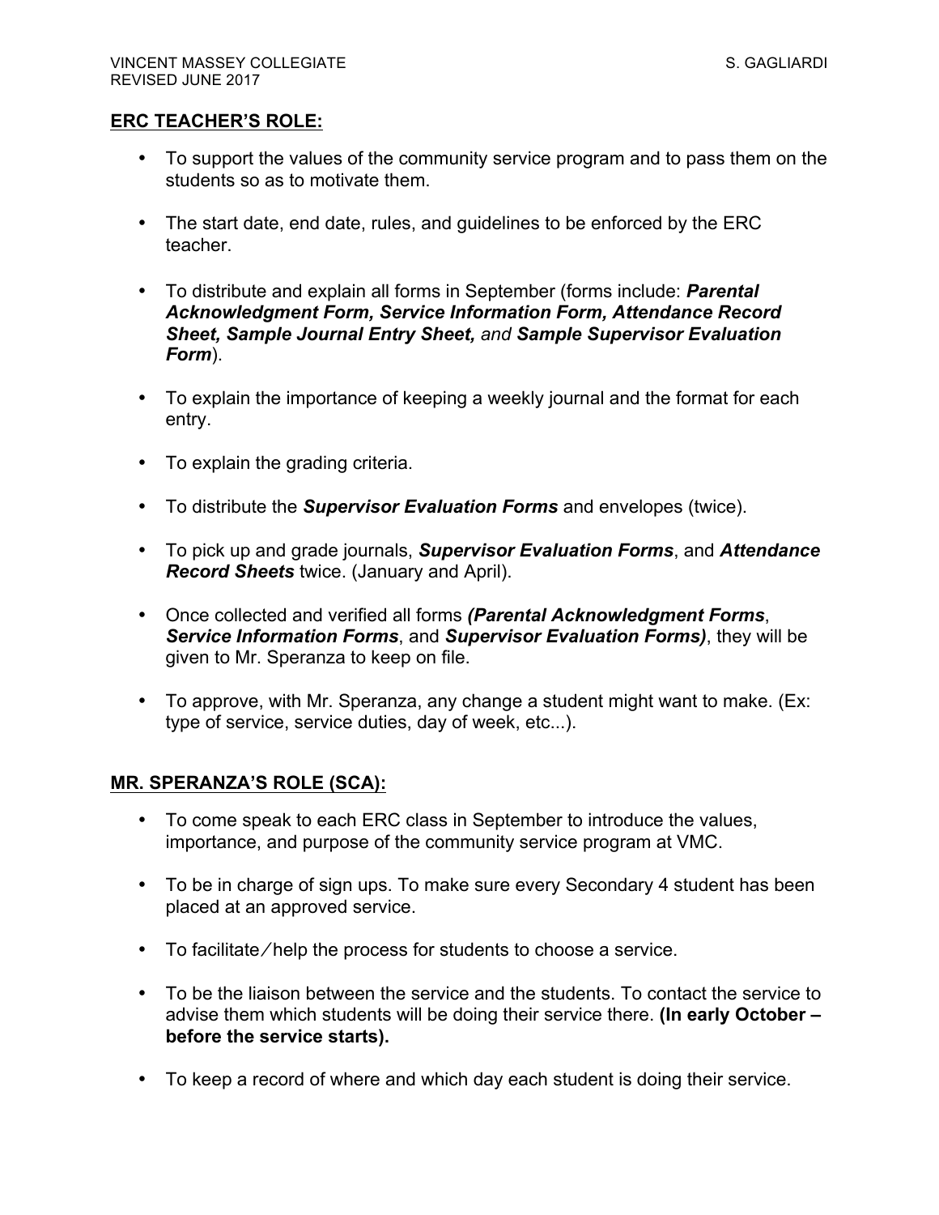## ERC TEACHER'S ROLE:

- To support the values of the community service program and to pass them on the students so as to motivate them.
- The start date, end date, rules, and guidelines to be enforced by the ERC teacher.
- To distribute and explain all forms in September (forms include: ***Parental Acknowledgment Form, Service Information Form, Attendance Record Sheet, Sample Journal Entry Sheet,*** *and* ***Sample Supervisor Evaluation Form***).
- To explain the importance of keeping a weekly journal and the format for each entry.
- To explain the grading criteria.
- To distribute the ***Supervisor Evaluation Forms*** and envelopes (twice).
- To pick up and grade journals, ***Supervisor Evaluation Forms***, and ***Attendance Record Sheets*** twice. (January and April).
- Once collected and verified all forms ***(Parental Acknowledgment Forms***, ***Service Information Forms***, and ***Supervisor Evaluation Forms)***, they will be given to Mr. Speranza to keep on file.
- To approve, with Mr. Speranza, any change a student might want to make. (Ex: type of service, service duties, day of week, etc...).

## MR. SPERANZA'S ROLE (SCA):

- To come speak to each ERC class in September to introduce the values, importance, and purpose of the community service program at VMC.
- To be in charge of sign ups. To make sure every Secondary 4 student has been placed at an approved service.
- To facilitate/help the process for students to choose a service.
- To be the liaison between the service and the students. To contact the service to advise them which students will be doing their service there. **(In early October – before the service starts).**
- To keep a record of where and which day each student is doing their service.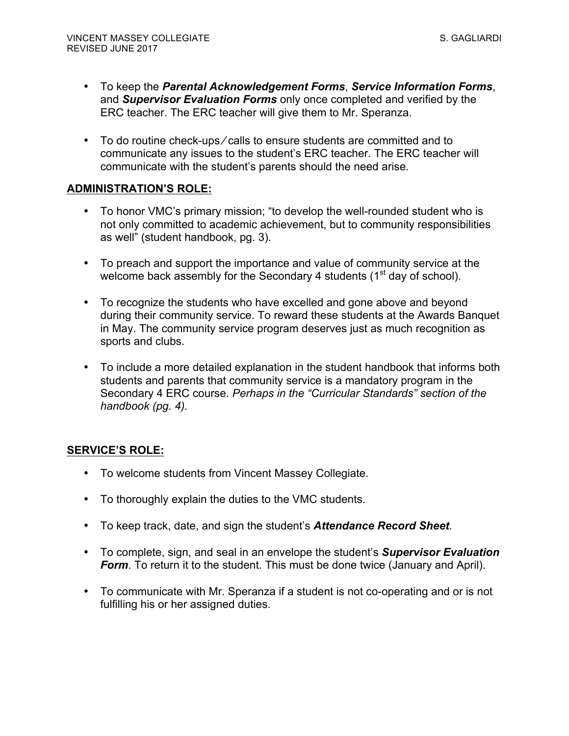- To keep the ***Parental Acknowledgement Forms***, ***Service Information Forms***, and ***Supervisor Evaluation Forms*** only once completed and verified by the ERC teacher. The ERC teacher will give them to Mr. Speranza.

- To do routine check-ups ⁄ calls to ensure students are committed and to communicate any issues to the student's ERC teacher. The ERC teacher will communicate with the student's parents should the need arise.

**ADMINISTRATION'S ROLE:**

- To honor VMC's primary mission; "to develop the well-rounded student who is not only committed to academic achievement, but to community responsibilities as well" (student handbook, pg. 3).

- To preach and support the importance and value of community service at the welcome back assembly for the Secondary 4 students (1st day of school).

- To recognize the students who have excelled and gone above and beyond during their community service. To reward these students at the Awards Banquet in May. The community service program deserves just as much recognition as sports and clubs.

- To include a more detailed explanation in the student handbook that informs both students and parents that community service is a mandatory program in the Secondary 4 ERC course. *Perhaps in the "Curricular Standards" section of the handbook (pg. 4).*

**SERVICE'S ROLE:**

- To welcome students from Vincent Massey Collegiate.

- To thoroughly explain the duties to the VMC students.

- To keep track, date, and sign the student's ***Attendance Record Sheet***.

- To complete, sign, and seal in an envelope the student's ***Supervisor Evaluation Form***. To return it to the student. This must be done twice (January and April).

- To communicate with Mr. Speranza if a student is not co-operating and or is not fulfilling his or her assigned duties.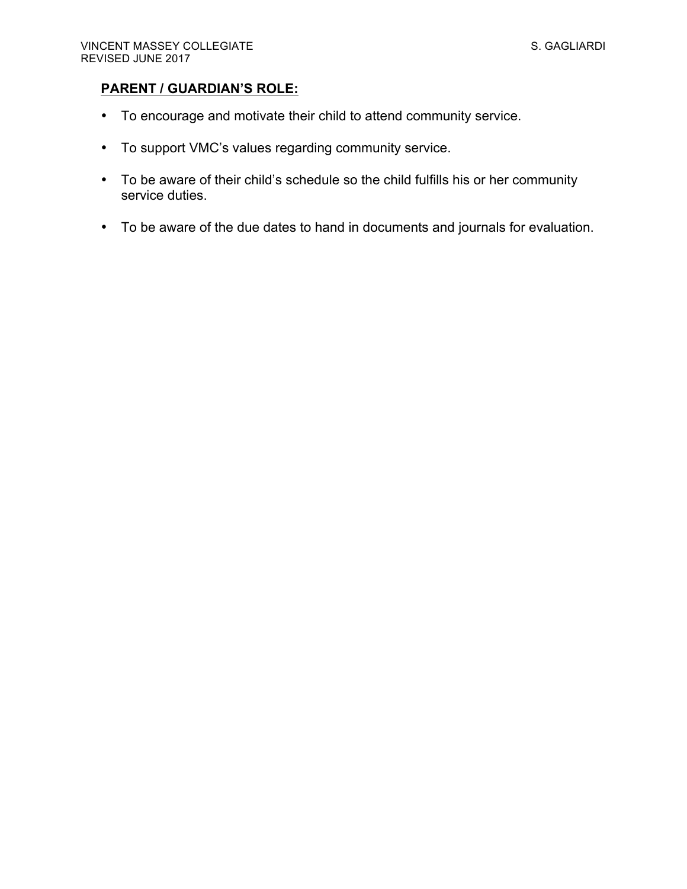## **PARENT / GUARDIAN'S ROLE:**

- To encourage and motivate their child to attend community service.
- To support VMC's values regarding community service.
- To be aware of their child's schedule so the child fulfills his or her community service duties.
- To be aware of the due dates to hand in documents and journals for evaluation.